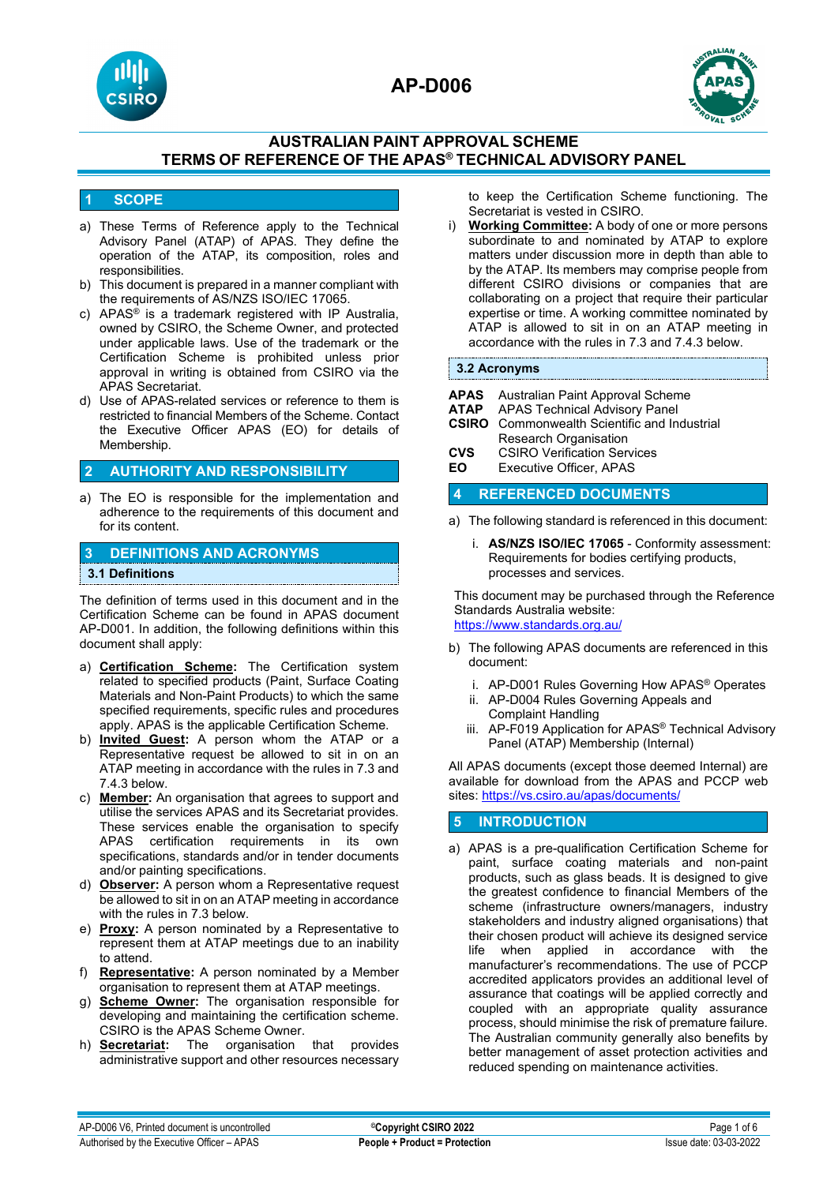# AP-D006

## AUSTRALIAN PAINT APPROVAL SCHEME
## TERMS OF REFERENCE OF THE APAS® TECHNICAL ADVISORY PANEL

## 1 SCOPE

a) These Terms of Reference apply to the Technical Advisory Panel (ATAP) of APAS. They define the operation of the ATAP, its composition, roles and responsibilities.

b) This document is prepared in a manner compliant with the requirements of AS/NZS ISO/IEC 17065.

c) APAS® is a trademark registered with IP Australia, owned by CSIRO, the Scheme Owner, and protected under applicable laws. Use of the trademark or the Certification Scheme is prohibited unless prior approval in writing is obtained from CSIRO via the APAS Secretariat.

d) Use of APAS-related services or reference to them is restricted to financial Members of the Scheme. Contact the Executive Officer APAS (EO) for details of Membership.

## 2 AUTHORITY AND RESPONSIBILITY

a) The EO is responsible for the implementation and adherence to the requirements of this document and for its content.

## 3 DEFINITIONS AND ACRONYMS

### 3.1 Definitions

The definition of terms used in this document and in the Certification Scheme can be found in APAS document AP-D001. In addition, the following definitions within this document shall apply:

a) **Certification Scheme:** The Certification system related to specified products (Paint, Surface Coating Materials and Non-Paint Products) to which the same specified requirements, specific rules and procedures apply. APAS is the applicable Certification Scheme.

b) **Invited Guest:** A person whom the ATAP or a Representative request be allowed to sit in on an ATAP meeting in accordance with the rules in 7.3 and 7.4.3 below.

c) **Member:** An organisation that agrees to support and utilise the services APAS and its Secretariat provides. These services enable the organisation to specify APAS certification requirements in its own specifications, standards and/or in tender documents and/or painting specifications.

d) **Observer:** A person whom a Representative request be allowed to sit in on an ATAP meeting in accordance with the rules in 7.3 below.

e) **Proxy:** A person nominated by a Representative to represent them at ATAP meetings due to an inability to attend.

f) **Representative:** A person nominated by a Member organisation to represent them at ATAP meetings.

g) **Scheme Owner:** The organisation responsible for developing and maintaining the certification scheme. CSIRO is the APAS Scheme Owner.

h) **Secretariat:** The organisation that provides administrative support and other resources necessary to keep the Certification Scheme functioning. The Secretariat is vested in CSIRO.

i) **Working Committee:** A body of one or more persons subordinate to and nominated by ATAP to explore matters under discussion more in depth than able to by the ATAP. Its members may comprise people from different CSIRO divisions or companies that are collaborating on a project that require their particular expertise or time. A working committee nominated by ATAP is allowed to sit in on an ATAP meeting in accordance with the rules in 7.3 and 7.4.3 below.

### 3.2 Acronyms

| | |
|---|---|
| **APAS** | Australian Paint Approval Scheme |
| **ATAP** | APAS Technical Advisory Panel |
| **CSIRO** | Commonwealth Scientific and Industrial Research Organisation |
| **CVS** | CSIRO Verification Services |
| **EO** | Executive Officer, APAS |

## 4 REFERENCED DOCUMENTS

a) The following standard is referenced in this document:

i. **AS/NZS ISO/IEC 17065** - Conformity assessment: Requirements for bodies certifying products, processes and services.

This document may be purchased through the Reference Standards Australia website: https://www.standards.org.au/

b) The following APAS documents are referenced in this document:

i. AP-D001 Rules Governing How APAS® Operates
ii. AP-D004 Rules Governing Appeals and Complaint Handling
iii. AP-F019 Application for APAS® Technical Advisory Panel (ATAP) Membership (Internal)

All APAS documents (except those deemed Internal) are available for download from the APAS and PCCP web sites: https://vs.csiro.au/apas/documents/

## 5 INTRODUCTION

a) APAS is a pre-qualification Certification Scheme for paint, surface coating materials and non-paint products, such as glass beads. It is designed to give the greatest confidence to financial Members of the scheme (infrastructure owners/managers, industry stakeholders and industry aligned organisations) that their chosen product will achieve its designed service life when applied in accordance with the manufacturer's recommendations. The use of PCCP accredited applicators provides an additional level of assurance that coatings will be applied correctly and coupled with an appropriate quality assurance process, should minimise the risk of premature failure. The Australian community generally also benefits by better management of asset protection activities and reduced spending on maintenance activities.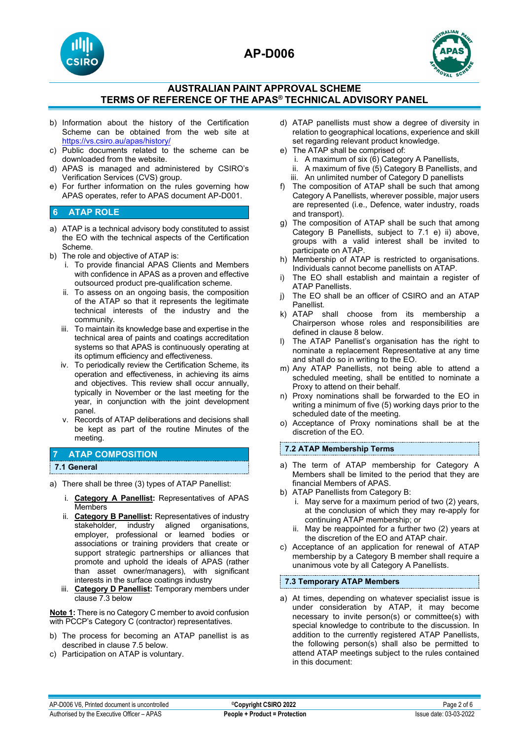b) Information about the history of the Certification Scheme can be obtained from the web site at https://vs.csiro.au/apas/history/
c) Public documents related to the scheme can be downloaded from the website.
d) APAS is managed and administered by CSIRO's Verification Services (CVS) group.
e) For further information on the rules governing how APAS operates, refer to APAS document AP-D001.

## 6 ATAP ROLE

a) ATAP is a technical advisory body constituted to assist the EO with the technical aspects of the Certification Scheme.
b) The role and objective of ATAP is:
   i. To provide financial APAS Clients and Members with confidence in APAS as a proven and effective outsourced product pre-qualification scheme.
   ii. To assess on an ongoing basis, the composition of the ATAP so that it represents the legitimate technical interests of the industry and the community.
   iii. To maintain its knowledge base and expertise in the technical area of paints and coatings accreditation systems so that APAS is continuously operating at its optimum efficiency and effectiveness.
   iv. To periodically review the Certification Scheme, its operation and effectiveness, in achieving its aims and objectives. This review shall occur annually, typically in November or the last meeting for the year, in conjunction with the joint development panel.
   v. Records of ATAP deliberations and decisions shall be kept as part of the routine Minutes of the meeting.

## 7 ATAP COMPOSITION

### 7.1 General

a) There shall be three (3) types of ATAP Panellist:
   i. **Category A Panellist:** Representatives of APAS Members
   ii. **Category B Panellist:** Representatives of industry stakeholder, industry aligned organisations, employer, professional or learned bodies or associations or training providers that create or support strategic partnerships or alliances that promote and uphold the ideals of APAS (rather than asset owner/managers), with significant interests in the surface coatings industry
   iii. **Category D Panellist:** Temporary members under clause 7.3 below

**Note 1:** There is no Category C member to avoid confusion with PCCP's Category C (contractor) representatives.

b) The process for becoming an ATAP panellist is as described in clause 7.5 below.
c) Participation on ATAP is voluntary.
d) ATAP panellists must show a degree of diversity in relation to geographical locations, experience and skill set regarding relevant product knowledge.
e) The ATAP shall be comprised of:
   i. A maximum of six (6) Category A Panellists,
   ii. A maximum of five (5) Category B Panellists, and
   iii. An unlimited number of Category D panellists
f) The composition of ATAP shall be such that among Category A Panellists, wherever possible, major users are represented (i.e., Defence, water industry, roads and transport).
g) The composition of ATAP shall be such that among Category B Panellists, subject to 7.1 e) ii) above, groups with a valid interest shall be invited to participate on ATAP.
h) Membership of ATAP is restricted to organisations. Individuals cannot become panellists on ATAP.
i) The EO shall establish and maintain a register of ATAP Panellists.
j) The EO shall be an officer of CSIRO and an ATAP Panellist.
k) ATAP shall choose from its membership a Chairperson whose roles and responsibilities are defined in clause 8 below.
l) The ATAP Panellist's organisation has the right to nominate a replacement Representative at any time and shall do so in writing to the EO.
m) Any ATAP Panellists, not being able to attend a scheduled meeting, shall be entitled to nominate a Proxy to attend on their behalf.
n) Proxy nominations shall be forwarded to the EO in writing a minimum of five (5) working days prior to the scheduled date of the meeting.
o) Acceptance of Proxy nominations shall be at the discretion of the EO.

### 7.2 ATAP Membership Terms

a) The term of ATAP membership for Category A Members shall be limited to the period that they are financial Members of APAS.
b) ATAP Panellists from Category B:
   i. May serve for a maximum period of two (2) years, at the conclusion of which they may re-apply for continuing ATAP membership; or
   ii. May be reappointed for a further two (2) years at the discretion of the EO and ATAP chair.
c) Acceptance of an application for renewal of ATAP membership by a Category B member shall require a unanimous vote by all Category A Panellists.

### 7.3 Temporary ATAP Members

a) At times, depending on whatever specialist issue is under consideration by ATAP, it may become necessary to invite person(s) or committee(s) with special knowledge to contribute to the discussion. In addition to the currently registered ATAP Panellists, the following person(s) shall also be permitted to attend ATAP meetings subject to the rules contained in this document: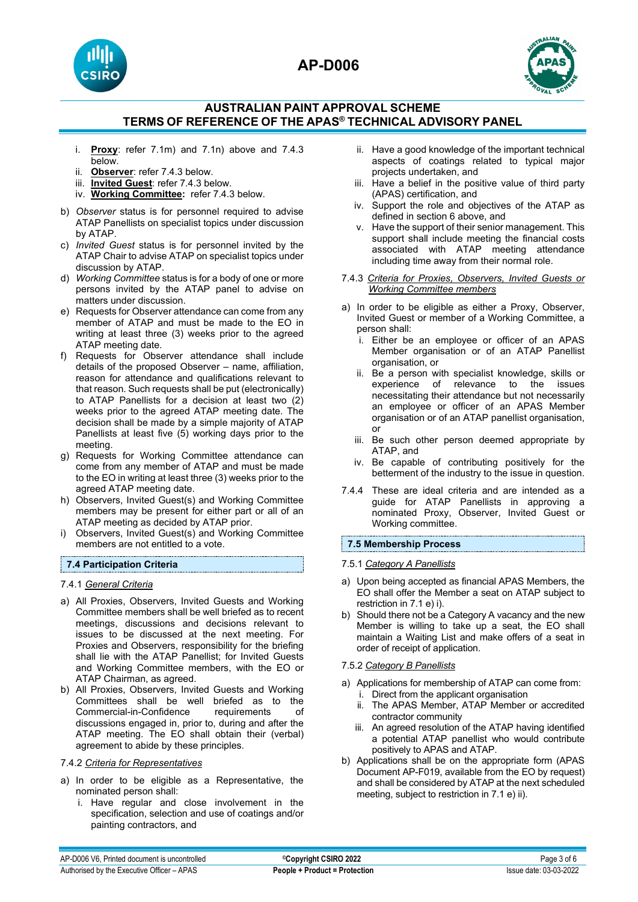i. **Proxy**: refer 7.1m) and 7.1n) above and 7.4.3 below.
ii. **Observer**: refer 7.4.3 below.
iii. **Invited Guest**: refer 7.4.3 below.
iv. **Working Committee:** refer 7.4.3 below.

b) *Observer* status is for personnel required to advise ATAP Panellists on specialist topics under discussion by ATAP.

c) *Invited Guest* status is for personnel invited by the ATAP Chair to advise ATAP on specialist topics under discussion by ATAP.

d) *Working Committee* status is for a body of one or more persons invited by the ATAP panel to advise on matters under discussion.

e) Requests for Observer attendance can come from any member of ATAP and must be made to the EO in writing at least three (3) weeks prior to the agreed ATAP meeting date.

f) Requests for Observer attendance shall include details of the proposed Observer – name, affiliation, reason for attendance and qualifications relevant to that reason. Such requests shall be put (electronically) to ATAP Panellists for a decision at least two (2) weeks prior to the agreed ATAP meeting date. The decision shall be made by a simple majority of ATAP Panellists at least five (5) working days prior to the meeting.

g) Requests for Working Committee attendance can come from any member of ATAP and must be made to the EO in writing at least three (3) weeks prior to the agreed ATAP meeting date.

h) Observers, Invited Guest(s) and Working Committee members may be present for either part or all of an ATAP meeting as decided by ATAP prior.

i) Observers, Invited Guest(s) and Working Committee members are not entitled to a vote.

### 7.4 Participation Criteria

7.4.1 *General Criteria*

a) All Proxies, Observers, Invited Guests and Working Committee members shall be well briefed as to recent meetings, discussions and decisions relevant to issues to be discussed at the next meeting. For Proxies and Observers, responsibility for the briefing shall lie with the ATAP Panellist; for Invited Guests and Working Committee members, with the EO or ATAP Chairman, as agreed.

b) All Proxies, Observers, Invited Guests and Working Committees shall be well briefed as to the Commercial-in-Confidence requirements of discussions engaged in, prior to, during and after the ATAP meeting. The EO shall obtain their (verbal) agreement to abide by these principles.

7.4.2 *Criteria for Representatives*

a) In order to be eligible as a Representative, the nominated person shall:
   i. Have regular and close involvement in the specification, selection and use of coatings and/or painting contractors, and
   ii. Have a good knowledge of the important technical aspects of coatings related to typical major projects undertaken, and
   iii. Have a belief in the positive value of third party (APAS) certification, and
   iv. Support the role and objectives of the ATAP as defined in section 6 above, and
   v. Have the support of their senior management. This support shall include meeting the financial costs associated with ATAP meeting attendance including time away from their normal role.

7.4.3 *Criteria for Proxies, Observers, Invited Guests or Working Committee members*

a) In order to be eligible as either a Proxy, Observer, Invited Guest or member of a Working Committee, a person shall:
   i. Either be an employee or officer of an APAS Member organisation or of an ATAP Panellist organisation, or
   ii. Be a person with specialist knowledge, skills or experience of relevance to the issues necessitating their attendance but not necessarily an employee or officer of an APAS Member organisation or of an ATAP panellist organisation, or
   iii. Be such other person deemed appropriate by ATAP, and
   iv. Be capable of contributing positively for the betterment of the industry to the issue in question.

7.4.4 These are ideal criteria and are intended as a guide for ATAP Panellists in approving a nominated Proxy, Observer, Invited Guest or Working committee.

### 7.5 Membership Process

7.5.1 *Category A Panellists*

a) Upon being accepted as financial APAS Members, the EO shall offer the Member a seat on ATAP subject to restriction in 7.1 e) i).

b) Should there not be a Category A vacancy and the new Member is willing to take up a seat, the EO shall maintain a Waiting List and make offers of a seat in order of receipt of application.

7.5.2 *Category B Panellists*

a) Applications for membership of ATAP can come from:
   i. Direct from the applicant organisation
   ii. The APAS Member, ATAP Member or accredited contractor community
   iii. An agreed resolution of the ATAP having identified a potential ATAP panellist who would contribute positively to APAS and ATAP.

b) Applications shall be on the appropriate form (APAS Document AP-F019, available from the EO by request) and shall be considered by ATAP at the next scheduled meeting, subject to restriction in 7.1 e) ii).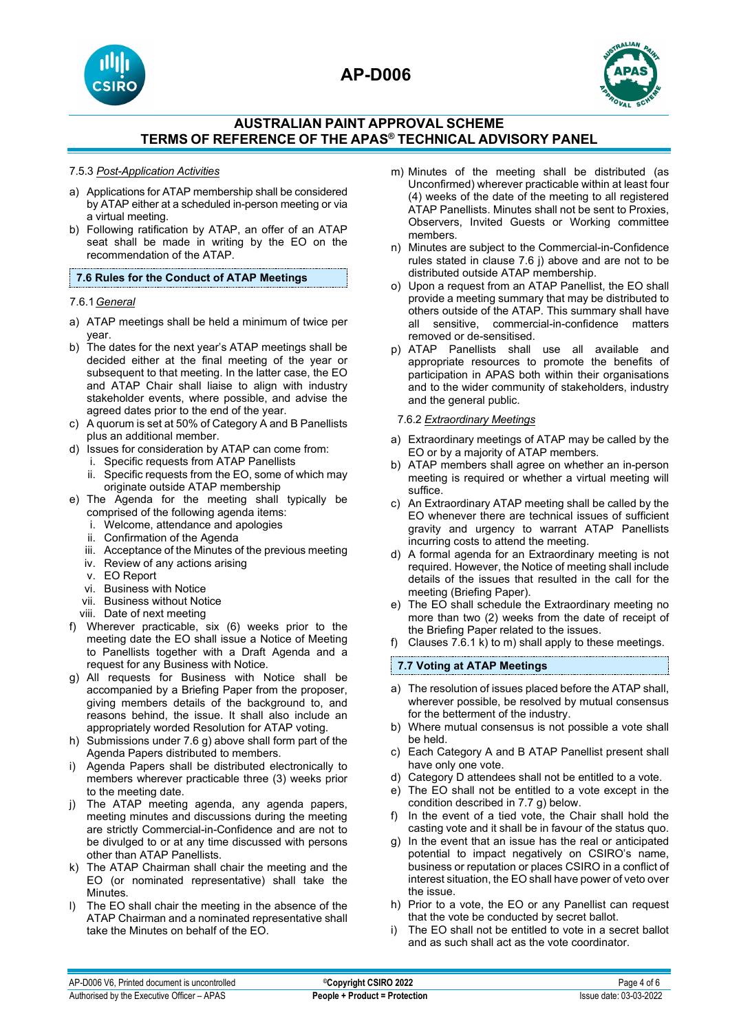7.5.3 *Post-Application Activities*

a) Applications for ATAP membership shall be considered by ATAP either at a scheduled in-person meeting or via a virtual meeting.

b) Following ratification by ATAP, an offer of an ATAP seat shall be made in writing by the EO on the recommendation of the ATAP.

## 7.6 Rules for the Conduct of ATAP Meetings

7.6.1 *General*

a) ATAP meetings shall be held a minimum of twice per year.

b) The dates for the next year's ATAP meetings shall be decided either at the final meeting of the year or subsequent to that meeting. In the latter case, the EO and ATAP Chair shall liaise to align with industry stakeholder events, where possible, and advise the agreed dates prior to the end of the year.

c) A quorum is set at 50% of Category A and B Panellists plus an additional member.

d) Issues for consideration by ATAP can come from:
   i. Specific requests from ATAP Panellists
   ii. Specific requests from the EO, some of which may originate outside ATAP membership

e) The Agenda for the meeting shall typically be comprised of the following agenda items:
   i. Welcome, attendance and apologies
   ii. Confirmation of the Agenda
   iii. Acceptance of the Minutes of the previous meeting
   iv. Review of any actions arising
   v. EO Report
   vi. Business with Notice
   vii. Business without Notice
   viii. Date of next meeting

f) Wherever practicable, six (6) weeks prior to the meeting date the EO shall issue a Notice of Meeting to Panellists together with a Draft Agenda and a request for any Business with Notice.

g) All requests for Business with Notice shall be accompanied by a Briefing Paper from the proposer, giving members details of the background to, and reasons behind, the issue. It shall also include an appropriately worded Resolution for ATAP voting.

h) Submissions under 7.6 g) above shall form part of the Agenda Papers distributed to members.

i) Agenda Papers shall be distributed electronically to members wherever practicable three (3) weeks prior to the meeting date.

j) The ATAP meeting agenda, any agenda papers, meeting minutes and discussions during the meeting are strictly Commercial-in-Confidence and are not to be divulged to or at any time discussed with persons other than ATAP Panellists.

k) The ATAP Chairman shall chair the meeting and the EO (or nominated representative) shall take the Minutes.

l) The EO shall chair the meeting in the absence of the ATAP Chairman and a nominated representative shall take the Minutes on behalf of the EO.

m) Minutes of the meeting shall be distributed (as Unconfirmed) wherever practicable within at least four (4) weeks of the date of the meeting to all registered ATAP Panellists. Minutes shall not be sent to Proxies, Observers, Invited Guests or Working committee members.

n) Minutes are subject to the Commercial-in-Confidence rules stated in clause 7.6 j) above and are not to be distributed outside ATAP membership.

o) Upon a request from an ATAP Panellist, the EO shall provide a meeting summary that may be distributed to others outside of the ATAP. This summary shall have all sensitive, commercial-in-confidence matters removed or de-sensitised.

p) ATAP Panellists shall use all available and appropriate resources to promote the benefits of participation in APAS both within their organisations and to the wider community of stakeholders, industry and the general public.

7.6.2 *Extraordinary Meetings*

a) Extraordinary meetings of ATAP may be called by the EO or by a majority of ATAP members.

b) ATAP members shall agree on whether an in-person meeting is required or whether a virtual meeting will suffice.

c) An Extraordinary ATAP meeting shall be called by the EO whenever there are technical issues of sufficient gravity and urgency to warrant ATAP Panellists incurring costs to attend the meeting.

d) A formal agenda for an Extraordinary meeting is not required. However, the Notice of meeting shall include details of the issues that resulted in the call for the meeting (Briefing Paper).

e) The EO shall schedule the Extraordinary meeting no more than two (2) weeks from the date of receipt of the Briefing Paper related to the issues.

f) Clauses 7.6.1 k) to m) shall apply to these meetings.

## 7.7 Voting at ATAP Meetings

a) The resolution of issues placed before the ATAP shall, wherever possible, be resolved by mutual consensus for the betterment of the industry.

b) Where mutual consensus is not possible a vote shall be held.

c) Each Category A and B ATAP Panellist present shall have only one vote.

d) Category D attendees shall not be entitled to a vote.

e) The EO shall not be entitled to a vote except in the condition described in 7.7 g) below.

f) In the event of a tied vote, the Chair shall hold the casting vote and it shall be in favour of the status quo.

g) In the event that an issue has the real or anticipated potential to impact negatively on CSIRO's name, business or reputation or places CSIRO in a conflict of interest situation, the EO shall have power of veto over the issue.

h) Prior to a vote, the EO or any Panellist can request that the vote be conducted by secret ballot.

i) The EO shall not be entitled to vote in a secret ballot and as such shall act as the vote coordinator.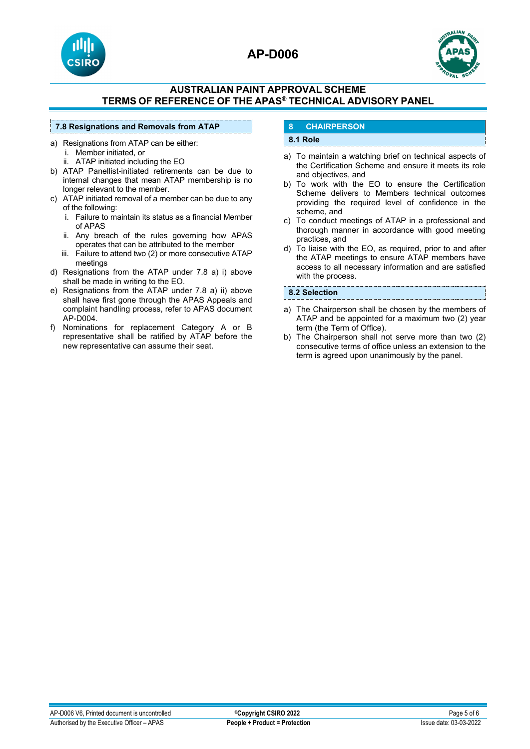### 7.8 Resignations and Removals from ATAP

a) Resignations from ATAP can be either:
   i. Member initiated, or
   ii. ATAP initiated including the EO
b) ATAP Panellist-initiated retirements can be due to internal changes that mean ATAP membership is no longer relevant to the member.
c) ATAP initiated removal of a member can be due to any of the following:
   i. Failure to maintain its status as a financial Member of APAS
   ii. Any breach of the rules governing how APAS operates that can be attributed to the member
   iii. Failure to attend two (2) or more consecutive ATAP meetings
d) Resignations from the ATAP under 7.8 a) i) above shall be made in writing to the EO.
e) Resignations from the ATAP under 7.8 a) ii) above shall have first gone through the APAS Appeals and complaint handling process, refer to APAS document AP-D004.
f) Nominations for replacement Category A or B representative shall be ratified by ATAP before the new representative can assume their seat.

## 8 CHAIRPERSON

### 8.1 Role

a) To maintain a watching brief on technical aspects of the Certification Scheme and ensure it meets its role and objectives, and
b) To work with the EO to ensure the Certification Scheme delivers to Members technical outcomes providing the required level of confidence in the scheme, and
c) To conduct meetings of ATAP in a professional and thorough manner in accordance with good meeting practices, and
d) To liaise with the EO, as required, prior to and after the ATAP meetings to ensure ATAP members have access to all necessary information and are satisfied with the process.

### 8.2 Selection

a) The Chairperson shall be chosen by the members of ATAP and be appointed for a maximum two (2) year term (the Term of Office).
b) The Chairperson shall not serve more than two (2) consecutive terms of office unless an extension to the term is agreed upon unanimously by the panel.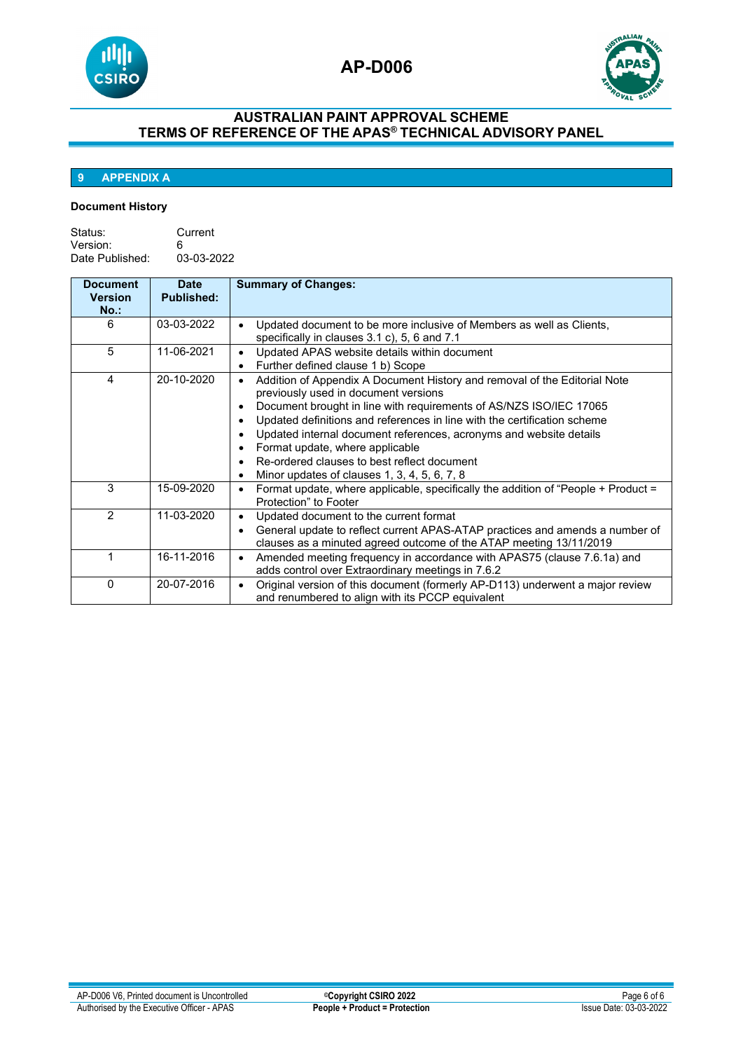## 9 APPENDIX A

**Document History**

Status: Current
Version: 6
Date Published: 03-03-2022

| Document Version No.: | Date Published: | Summary of Changes: |
|---|---|---|
| 6 | 03-03-2022 | • Updated document to be more inclusive of Members as well as Clients, specifically in clauses 3.1 c), 5, 6 and 7.1 |
| 5 | 11-06-2021 | • Updated APAS website details within document<br>• Further defined clause 1 b) Scope |
| 4 | 20-10-2020 | • Addition of Appendix A Document History and removal of the Editorial Note previously used in document versions<br>• Document brought in line with requirements of AS/NZS ISO/IEC 17065<br>• Updated definitions and references in line with the certification scheme<br>• Updated internal document references, acronyms and website details<br>• Format update, where applicable<br>• Re-ordered clauses to best reflect document<br>• Minor updates of clauses 1, 3, 4, 5, 6, 7, 8 |
| 3 | 15-09-2020 | • Format update, where applicable, specifically the addition of "People + Product = Protection" to Footer |
| 2 | 11-03-2020 | • Updated document to the current format<br>• General update to reflect current APAS-ATAP practices and amends a number of clauses as a minuted agreed outcome of the ATAP meeting 13/11/2019 |
| 1 | 16-11-2016 | • Amended meeting frequency in accordance with APAS75 (clause 7.6.1a) and adds control over Extraordinary meetings in 7.6.2 |
| 0 | 20-07-2016 | • Original version of this document (formerly AP-D113) underwent a major review and renumbered to align with its PCCP equivalent |